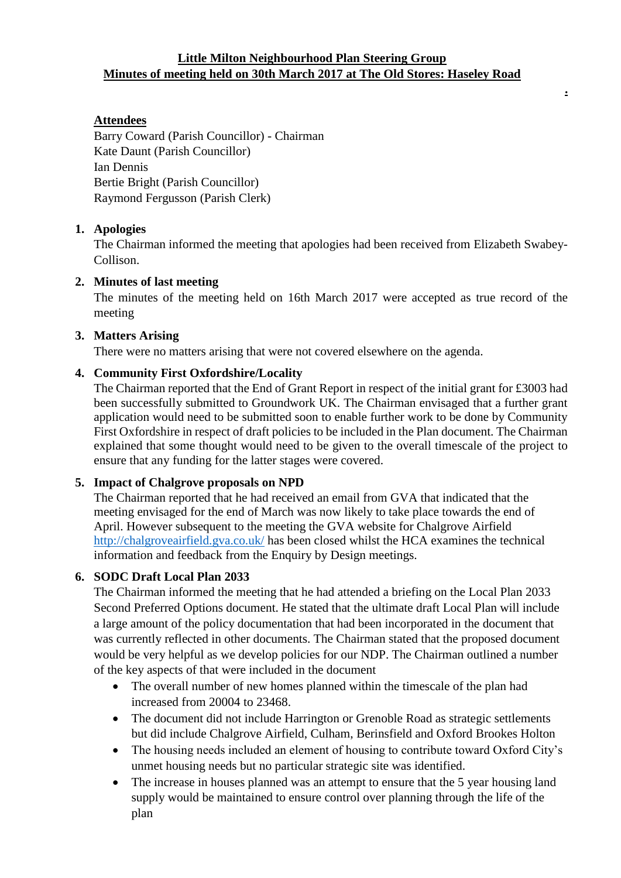**Little Milton Neighbourhood Plan Steering Group**
**Minutes of meeting held on 30th March 2017 at The Old Stores: Haseley Road**

**Attendees**

Barry Coward (Parish Councillor) - Chairman
Kate Daunt (Parish Councillor)
Ian Dennis
Bertie Bright (Parish Councillor)
Raymond Fergusson (Parish Clerk)

1. **Apologies**
   The Chairman informed the meeting that apologies had been received from Elizabeth Swabey-Collison.

2. **Minutes of last meeting**
   The minutes of the meeting held on 16th March 2017 were accepted as true record of the meeting

3. **Matters Arising**
   There were no matters arising that were not covered elsewhere on the agenda.

4. **Community First Oxfordshire/Locality**
   The Chairman reported that the End of Grant Report in respect of the initial grant for £3003 had been successfully submitted to Groundwork UK. The Chairman envisaged that a further grant application would need to be submitted soon to enable further work to be done by Community First Oxfordshire in respect of draft policies to be included in the Plan document. The Chairman explained that some thought would need to be given to the overall timescale of the project to ensure that any funding for the latter stages were covered.

5. **Impact of Chalgrove proposals on NPD**
   The Chairman reported that he had received an email from GVA that indicated that the meeting envisaged for the end of March was now likely to take place towards the end of April. However subsequent to the meeting the GVA website for Chalgrove Airfield [http://chalgroveairfield.gva.co.uk/](http://chalgroveairfield.gva.co.uk/) has been closed whilst the HCA examines the technical information and feedback from the Enquiry by Design meetings.

6. **SODC Draft Local Plan 2033**
   The Chairman informed the meeting that he had attended a briefing on the Local Plan 2033 Second Preferred Options document. He stated that the ultimate draft Local Plan will include a large amount of the policy documentation that had been incorporated in the document that was currently reflected in other documents. The Chairman stated that the proposed document would be very helpful as we develop policies for our NDP. The Chairman outlined a number of the key aspects of that were included in the document
   - The overall number of new homes planned within the timescale of the plan had increased from 20004 to 23468.
   - The document did not include Harrington or Grenoble Road as strategic settlements but did include Chalgrove Airfield, Culham, Berinsfield and Oxford Brookes Holton
   - The housing needs included an element of housing to contribute toward Oxford City's unmet housing needs but no particular strategic site was identified.
   - The increase in houses planned was an attempt to ensure that the 5 year housing land supply would be maintained to ensure control over planning through the life of the plan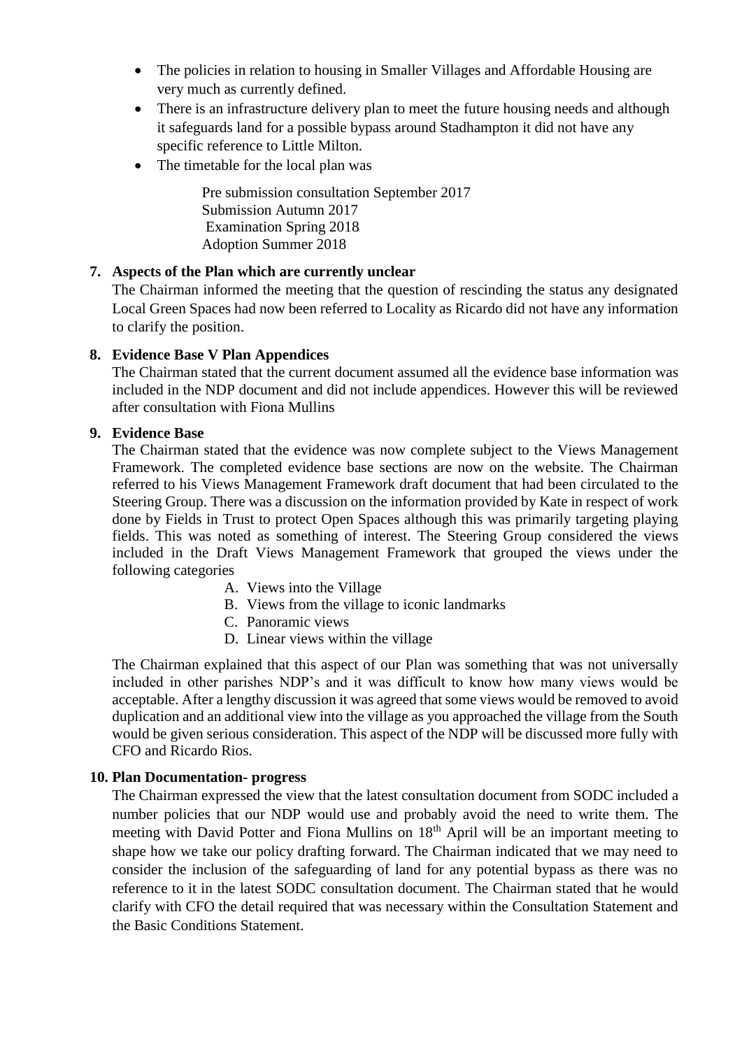- The policies in relation to housing in Smaller Villages and Affordable Housing are very much as currently defined.
- There is an infrastructure delivery plan to meet the future housing needs and although it safeguards land for a possible bypass around Stadhampton it did not have any specific reference to Little Milton.
- The timetable for the local plan was

  Pre submission consultation September 2017
  Submission Autumn 2017
  Examination Spring 2018
  Adoption Summer 2018

**7. Aspects of the Plan which are currently unclear**

The Chairman informed the meeting that the question of rescinding the status any designated Local Green Spaces had now been referred to Locality as Ricardo did not have any information to clarify the position.

**8. Evidence Base V Plan Appendices**

The Chairman stated that the current document assumed all the evidence base information was included in the NDP document and did not include appendices. However this will be reviewed after consultation with Fiona Mullins

**9. Evidence Base**

The Chairman stated that the evidence was now complete subject to the Views Management Framework. The completed evidence base sections are now on the website. The Chairman referred to his Views Management Framework draft document that had been circulated to the Steering Group. There was a discussion on the information provided by Kate in respect of work done by Fields in Trust to protect Open Spaces although this was primarily targeting playing fields. This was noted as something of interest. The Steering Group considered the views included in the Draft Views Management Framework that grouped the views under the following categories

A. Views into the Village
B. Views from the village to iconic landmarks
C. Panoramic views
D. Linear views within the village

The Chairman explained that this aspect of our Plan was something that was not universally included in other parishes NDP's and it was difficult to know how many views would be acceptable. After a lengthy discussion it was agreed that some views would be removed to avoid duplication and an additional view into the village as you approached the village from the South would be given serious consideration. This aspect of the NDP will be discussed more fully with CFO and Ricardo Rios.

**10. Plan Documentation- progress**

The Chairman expressed the view that the latest consultation document from SODC included a number policies that our NDP would use and probably avoid the need to write them. The meeting with David Potter and Fiona Mullins on 18th April will be an important meeting to shape how we take our policy drafting forward. The Chairman indicated that we may need to consider the inclusion of the safeguarding of land for any potential bypass as there was no reference to it in the latest SODC consultation document. The Chairman stated that he would clarify with CFO the detail required that was necessary within the Consultation Statement and the Basic Conditions Statement.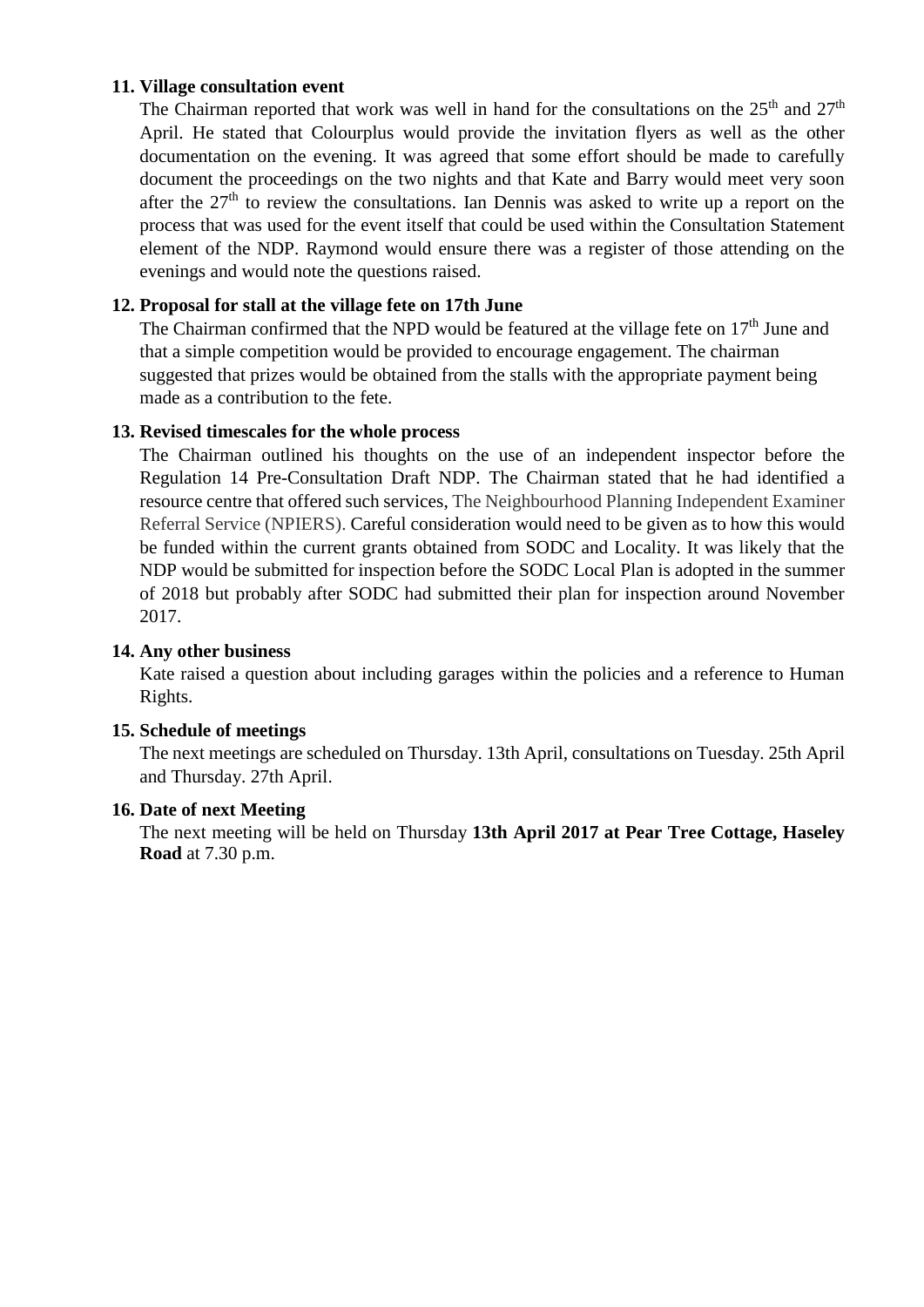**11. Village consultation event**

The Chairman reported that work was well in hand for the consultations on the 25th and 27th April. He stated that Colourplus would provide the invitation flyers as well as the other documentation on the evening. It was agreed that some effort should be made to carefully document the proceedings on the two nights and that Kate and Barry would meet very soon after the 27th to review the consultations. Ian Dennis was asked to write up a report on the process that was used for the event itself that could be used within the Consultation Statement element of the NDP. Raymond would ensure there was a register of those attending on the evenings and would note the questions raised.

**12. Proposal for stall at the village fete on 17th June**

The Chairman confirmed that the NPD would be featured at the village fete on 17th June and that a simple competition would be provided to encourage engagement. The chairman suggested that prizes would be obtained from the stalls with the appropriate payment being made as a contribution to the fete.

**13. Revised timescales for the whole process**

The Chairman outlined his thoughts on the use of an independent inspector before the Regulation 14 Pre-Consultation Draft NDP. The Chairman stated that he had identified a resource centre that offered such services, The Neighbourhood Planning Independent Examiner Referral Service (NPIERS). Careful consideration would need to be given as to how this would be funded within the current grants obtained from SODC and Locality. It was likely that the NDP would be submitted for inspection before the SODC Local Plan is adopted in the summer of 2018 but probably after SODC had submitted their plan for inspection around November 2017.

**14. Any other business**

Kate raised a question about including garages within the policies and a reference to Human Rights.

**15. Schedule of meetings**

The next meetings are scheduled on Thursday. 13th April, consultations on Tuesday. 25th April and Thursday. 27th April.

**16. Date of next Meeting**

The next meeting will be held on Thursday **13th April 2017 at Pear Tree Cottage, Haseley Road** at 7.30 p.m.